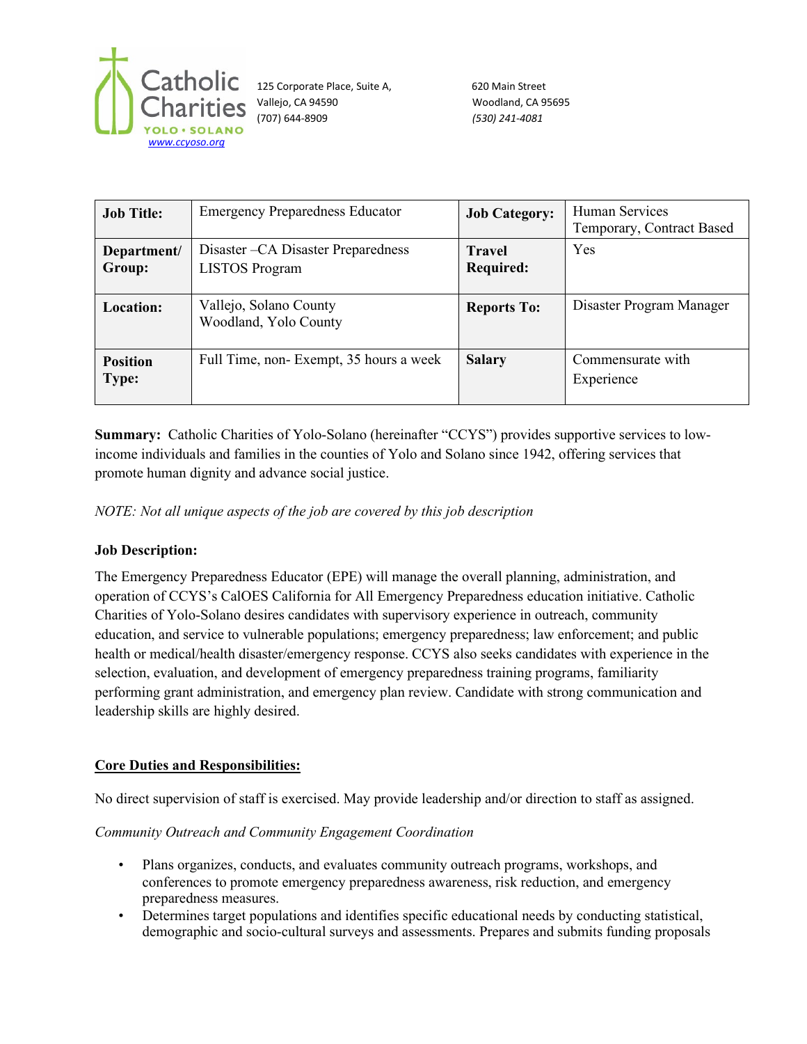Catholic Charities YOLO • SOLANO
www.ccyoso.org

125 Corporate Place, Suite A,
Vallejo, CA 94590
(707) 644-8909

620 Main Street
Woodland, CA 95695
*(530) 241-4081*

| **Job Title:** | Emergency Preparedness Educator | **Job Category:** | Human Services Temporary, Contract Based |
|---|---|---|---|
| **Department/ Group:** | Disaster –CA Disaster Preparedness LISTOS Program | **Travel Required:** | Yes |
| **Location:** | Vallejo, Solano County Woodland, Yolo County | **Reports To:** | Disaster Program Manager |
| **Position Type:** | Full Time, non- Exempt, 35 hours a week | **Salary** | Commensurate with Experience |

**Summary:** Catholic Charities of Yolo-Solano (hereinafter "CCYS") provides supportive services to low-income individuals and families in the counties of Yolo and Solano since 1942, offering services that promote human dignity and advance social justice.

*NOTE: Not all unique aspects of the job are covered by this job description*

**Job Description:**

The Emergency Preparedness Educator (EPE) will manage the overall planning, administration, and operation of CCYS's CalOES California for All Emergency Preparedness education initiative. Catholic Charities of Yolo-Solano desires candidates with supervisory experience in outreach, community education, and service to vulnerable populations; emergency preparedness; law enforcement; and public health or medical/health disaster/emergency response. CCYS also seeks candidates with experience in the selection, evaluation, and development of emergency preparedness training programs, familiarity performing grant administration, and emergency plan review. Candidate with strong communication and leadership skills are highly desired.

**Core Duties and Responsibilities:**

No direct supervision of staff is exercised. May provide leadership and/or direction to staff as assigned.

*Community Outreach and Community Engagement Coordination*

- Plans organizes, conducts, and evaluates community outreach programs, workshops, and conferences to promote emergency preparedness awareness, risk reduction, and emergency preparedness measures.
- Determines target populations and identifies specific educational needs by conducting statistical, demographic and socio-cultural surveys and assessments. Prepares and submits funding proposals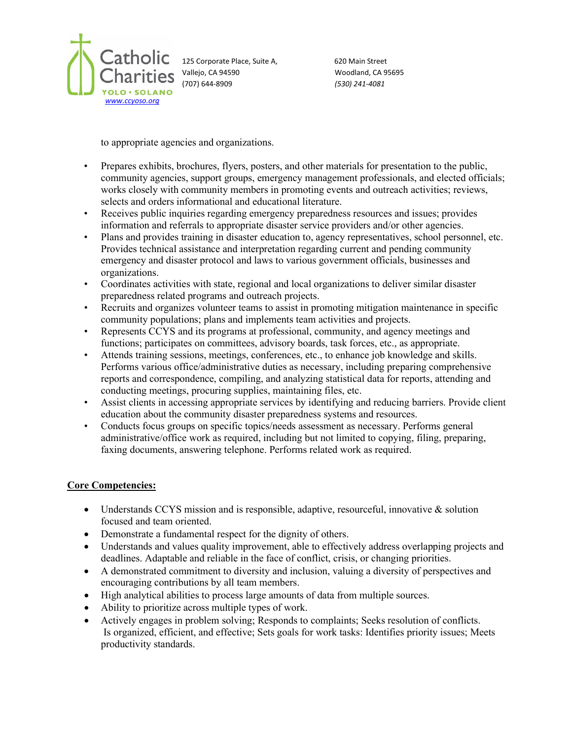to appropriate agencies and organizations.

- Prepares exhibits, brochures, flyers, posters, and other materials for presentation to the public, community agencies, support groups, emergency management professionals, and elected officials; works closely with community members in promoting events and outreach activities; reviews, selects and orders informational and educational literature.
- Receives public inquiries regarding emergency preparedness resources and issues; provides information and referrals to appropriate disaster service providers and/or other agencies.
- Plans and provides training in disaster education to, agency representatives, school personnel, etc. Provides technical assistance and interpretation regarding current and pending community emergency and disaster protocol and laws to various government officials, businesses and organizations.
- Coordinates activities with state, regional and local organizations to deliver similar disaster preparedness related programs and outreach projects.
- Recruits and organizes volunteer teams to assist in promoting mitigation maintenance in specific community populations; plans and implements team activities and projects.
- Represents CCYS and its programs at professional, community, and agency meetings and functions; participates on committees, advisory boards, task forces, etc., as appropriate.
- Attends training sessions, meetings, conferences, etc., to enhance job knowledge and skills. Performs various office/administrative duties as necessary, including preparing comprehensive reports and correspondence, compiling, and analyzing statistical data for reports, attending and conducting meetings, procuring supplies, maintaining files, etc.
- Assist clients in accessing appropriate services by identifying and reducing barriers. Provide client education about the community disaster preparedness systems and resources.
- Conducts focus groups on specific topics/needs assessment as necessary. Performs general administrative/office work as required, including but not limited to copying, filing, preparing, faxing documents, answering telephone. Performs related work as required.

**Core Competencies:**

- Understands CCYS mission and is responsible, adaptive, resourceful, innovative & solution focused and team oriented.
- Demonstrate a fundamental respect for the dignity of others.
- Understands and values quality improvement, able to effectively address overlapping projects and deadlines. Adaptable and reliable in the face of conflict, crisis, or changing priorities.
- A demonstrated commitment to diversity and inclusion, valuing a diversity of perspectives and encouraging contributions by all team members.
- High analytical abilities to process large amounts of data from multiple sources.
- Ability to prioritize across multiple types of work.
- Actively engages in problem solving; Responds to complaints; Seeks resolution of conflicts. Is organized, efficient, and effective; Sets goals for work tasks: Identifies priority issues; Meets productivity standards.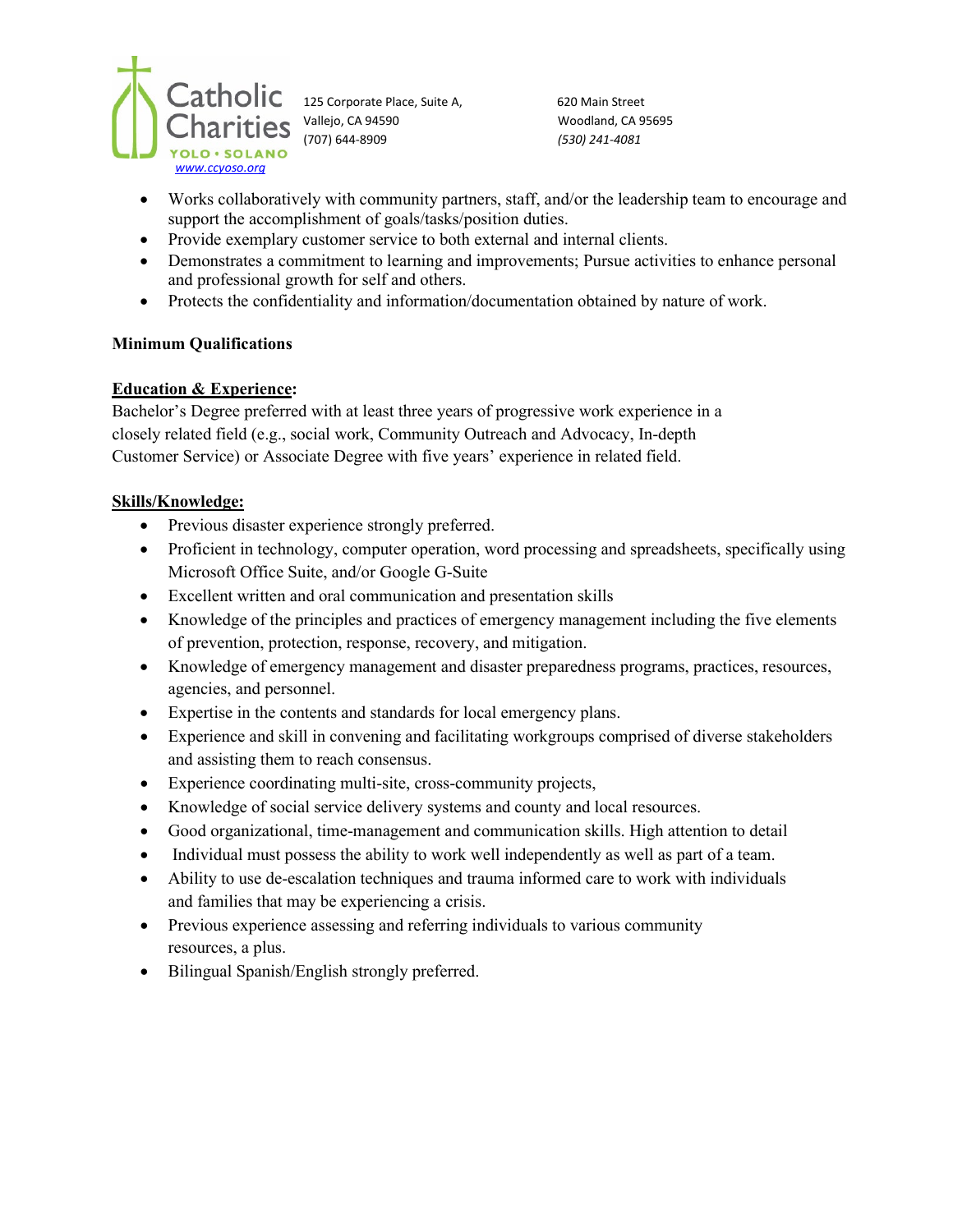- Works collaboratively with community partners, staff, and/or the leadership team to encourage and support the accomplishment of goals/tasks/position duties.
- Provide exemplary customer service to both external and internal clients.
- Demonstrates a commitment to learning and improvements; Pursue activities to enhance personal and professional growth for self and others.
- Protects the confidentiality and information/documentation obtained by nature of work.

**Minimum Qualifications**

**Education & Experience:**

Bachelor's Degree preferred with at least three years of progressive work experience in a closely related field (e.g., social work, Community Outreach and Advocacy, In-depth Customer Service) or Associate Degree with five years' experience in related field.

**Skills/Knowledge:**

- Previous disaster experience strongly preferred.
- Proficient in technology, computer operation, word processing and spreadsheets, specifically using Microsoft Office Suite, and/or Google G-Suite
- Excellent written and oral communication and presentation skills
- Knowledge of the principles and practices of emergency management including the five elements of prevention, protection, response, recovery, and mitigation.
- Knowledge of emergency management and disaster preparedness programs, practices, resources, agencies, and personnel.
- Expertise in the contents and standards for local emergency plans.
- Experience and skill in convening and facilitating workgroups comprised of diverse stakeholders and assisting them to reach consensus.
- Experience coordinating multi-site, cross-community projects,
- Knowledge of social service delivery systems and county and local resources.
- Good organizational, time-management and communication skills. High attention to detail
- Individual must possess the ability to work well independently as well as part of a team.
- Ability to use de-escalation techniques and trauma informed care to work with individuals and families that may be experiencing a crisis.
- Previous experience assessing and referring individuals to various community resources, a plus.
- Bilingual Spanish/English strongly preferred.